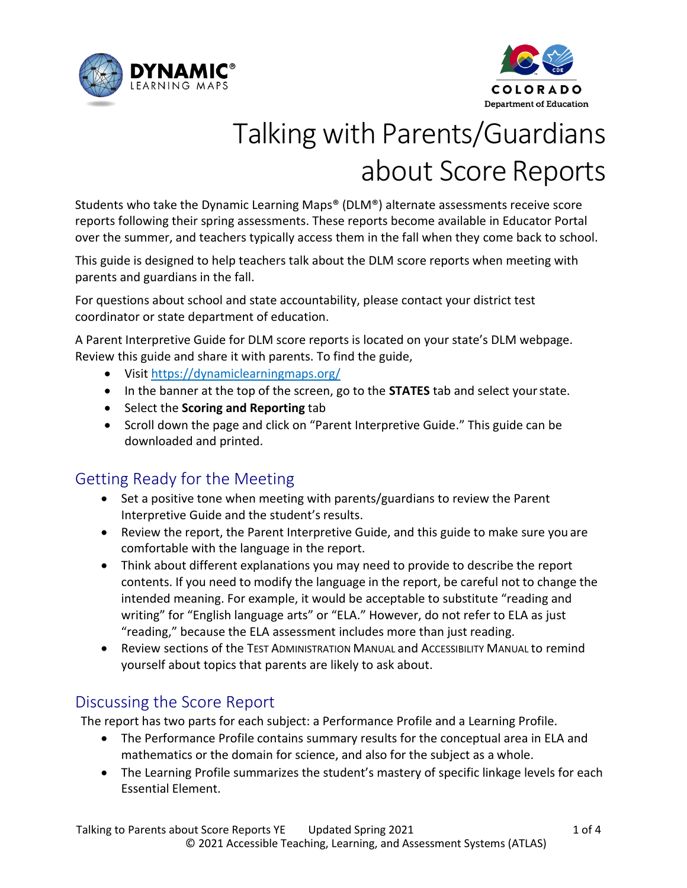# Talking with Parents/Guardians about Score Reports

Students who take the Dynamic Learning Maps® (DLM®) alternate assessments receive score reports following their spring assessments. These reports become available in Educator Portal over the summer, and teachers typically access them in the fall when they come back to school.

This guide is designed to help teachers talk about the DLM score reports when meeting with parents and guardians in the fall.

For questions about school and state accountability, please contact your district test coordinator or state department of education.

A Parent Interpretive Guide for DLM score reports is located on your state's DLM webpage. Review this guide and share it with parents. To find the guide,

- Visit https://dynamiclearningmaps.org/
- In the banner at the top of the screen, go to the **STATES** tab and select your state.
- Select the **Scoring and Reporting** tab
- Scroll down the page and click on "Parent Interpretive Guide." This guide can be downloaded and printed.

## Getting Ready for the Meeting

- Set a positive tone when meeting with parents/guardians to review the Parent Interpretive Guide and the student's results.
- Review the report, the Parent Interpretive Guide, and this guide to make sure you are comfortable with the language in the report.
- Think about different explanations you may need to provide to describe the report contents. If you need to modify the language in the report, be careful not to change the intended meaning. For example, it would be acceptable to substitute "reading and writing" for "English language arts" or "ELA." However, do not refer to ELA as just "reading," because the ELA assessment includes more than just reading.
- Review sections of the Test Administration Manual and Accessibility Manual to remind yourself about topics that parents are likely to ask about.

## Discussing the Score Report

The report has two parts for each subject: a Performance Profile and a Learning Profile.

- The Performance Profile contains summary results for the conceptual area in ELA and mathematics or the domain for science, and also for the subject as a whole.
- The Learning Profile summarizes the student's mastery of specific linkage levels for each Essential Element.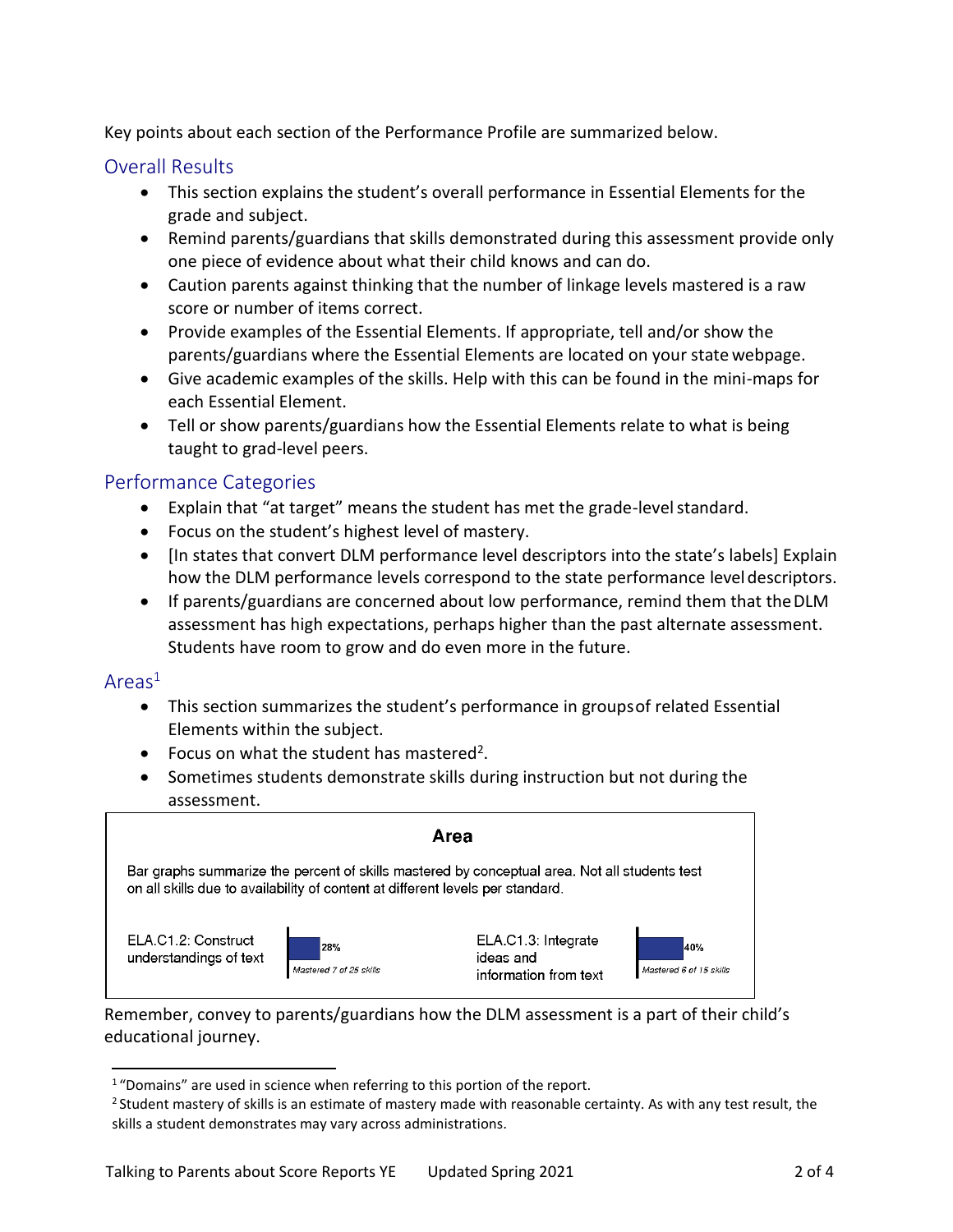Key points about each section of the Performance Profile are summarized below.

## Overall Results

- This section explains the student's overall performance in Essential Elements for the grade and subject.
- Remind parents/guardians that skills demonstrated during this assessment provide only one piece of evidence about what their child knows and can do.
- Caution parents against thinking that the number of linkage levels mastered is a raw score or number of items correct.
- Provide examples of the Essential Elements. If appropriate, tell and/or show the parents/guardians where the Essential Elements are located on your state webpage.
- Give academic examples of the skills. Help with this can be found in the mini-maps for each Essential Element.
- Tell or show parents/guardians how the Essential Elements relate to what is being taught to grad-level peers.

## Performance Categories

- Explain that "at target" means the student has met the grade-level standard.
- Focus on the student's highest level of mastery.
- [In states that convert DLM performance level descriptors into the state's labels] Explain how the DLM performance levels correspond to the state performance level descriptors.
- If parents/guardians are concerned about low performance, remind them that the DLM assessment has high expectations, perhaps higher than the past alternate assessment. Students have room to grow and do even more in the future.

## Areas[1]

- This section summarizes the student's performance in groups of related Essential Elements within the subject.
- Focus on what the student has mastered[2].
- Sometimes students demonstrate skills during instruction but not during the assessment.

**Area**

Bar graphs summarize the percent of skills mastered by conceptual area. Not all students test on all skills due to availability of content at different levels per standard.

| Area | Mastery | Area | Mastery |
|---|---|---|---|
| ELA.C1.2: Construct understandings of text | 28% *Mastered 7 of 25 skills* | ELA.C1.3: Integrate ideas and information from text | 40% *Mastered 6 of 15 skills* |

Remember, convey to parents/guardians how the DLM assessment is a part of their child's educational journey.

---

[1] "Domains" are used in science when referring to this portion of the report.

[2] Student mastery of skills is an estimate of mastery made with reasonable certainty. As with any test result, the skills a student demonstrates may vary across administrations.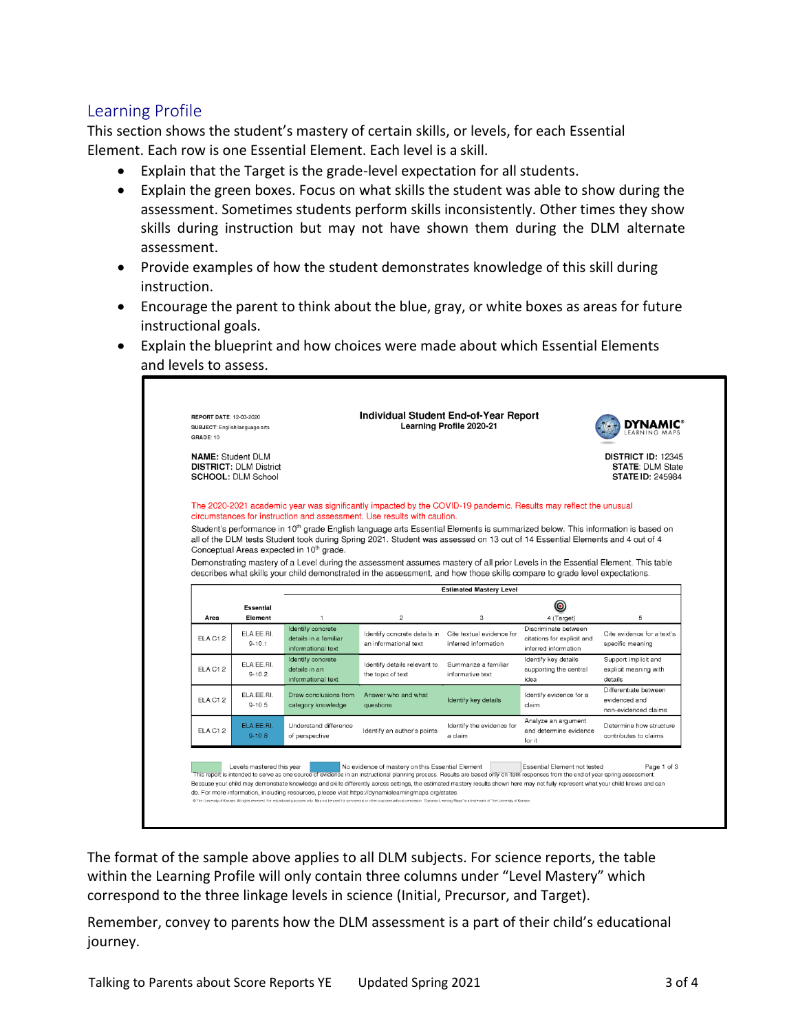## Learning Profile

This section shows the student's mastery of certain skills, or levels, for each Essential Element. Each row is one Essential Element. Each level is a skill.

- Explain that the Target is the grade-level expectation for all students.
- Explain the green boxes. Focus on what skills the student was able to show during the assessment. Sometimes students perform skills inconsistently. Other times they show skills during instruction but may not have shown them during the DLM alternate assessment.
- Provide examples of how the student demonstrates knowledge of this skill during instruction.
- Encourage the parent to think about the blue, gray, or white boxes as areas for future instructional goals.
- Explain the blueprint and how choices were made about which Essential Elements and levels to assess.

**REPORT DATE**: 12-03-2020
**SUBJECT**: English language arts
**GRADE**: 10

**Individual Student End-of-Year Report**
**Learning Profile 2020-21**

DYNAMIC® LEARNING MAPS

**NAME:** Student DLM
**DISTRICT:** DLM District
**SCHOOL:** DLM School

**DISTRICT ID:** 12345
**STATE:** DLM State
**STATE ID:** 245984

The 2020-2021 academic year was significantly impacted by the COVID-19 pandemic. Results may reflect the unusual circumstances for instruction and assessment. Use results with caution.

Student's performance in 10th grade English language arts Essential Elements is summarized below. This information is based on all of the DLM tests Student took during Spring 2021. Student was assessed on 13 out of 14 Essential Elements and 4 out of 4 Conceptual Areas expected in 10th grade.

Demonstrating mastery of a Level during the assessment assumes mastery of all prior Levels in the Essential Element. This table describes what skills your child demonstrated in the assessment, and how those skills compare to grade level expectations.

| | | Estimated Mastery Level | | | | |
|---|---|---|---|---|---|---|
| Area | Essential Element | 1 | 2 | 3 | 4 (Target) | 5 |
| ELA.C1.2 | ELA.EE.RI.9-10.1 | Identify concrete details in a familiar informational text | Identify concrete details in an informational text | Cite textual evidence for inferred information | Discriminate between citations for explicit and inferred information | Cite evidence for a text's specific meaning |
| ELA.C1.2 | ELA.EE.RI.9-10.2 | Identify concrete details in an informational text | Identify details relevant to the topic of text | Summarize a familiar informative text | Identify key details supporting the central idea | Support implicit and explicit meaning with details |
| ELA.C1.2 | ELA.EE.RI.9-10.5 | Draw conclusions from category knowledge | Answer who and what questions | Identify key details | Identify evidence for a claim | Differentiate between evidenced and non-evidenced claims |
| ELA.C1.2 | ELA.EE.RI.9-10.8 | Understand difference of perspective | Identify an author's points | Identify the evidence for a claim | Analyze an argument and determine evidence for it | Determine how structure contributes to claims |

Levels mastered this year | No evidence of mastery on this Essential Element | Essential Element not tested

This report is intended to serve as one source of evidence in an instructional planning process. Results are based only on item responses from the end of year spring assessment. Because your child may demonstrate knowledge and skills differently across settings, the estimated mastery results shown here may not fully represent what your child knows and can do. For more information, including resources, please visit https://dynamiclearningmaps.org/states.

© The University of Kansas. All rights reserved. For educational purposes only. May not be used for commercial or other purposes without permission. "Dynamic Learning Maps" is a trademark of The University of Kansas.

The format of the sample above applies to all DLM subjects. For science reports, the table within the Learning Profile will only contain three columns under "Level Mastery" which correspond to the three linkage levels in science (Initial, Precursor, and Target).

Remember, convey to parents how the DLM assessment is a part of their child's educational journey.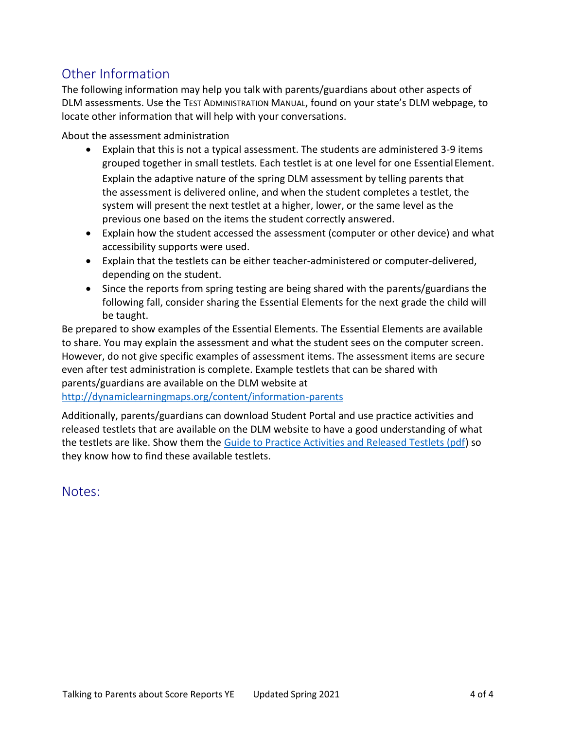## Other Information

The following information may help you talk with parents/guardians about other aspects of DLM assessments. Use the Test Administration Manual, found on your state's DLM webpage, to locate other information that will help with your conversations.

About the assessment administration

- Explain that this is not a typical assessment. The students are administered 3-9 items grouped together in small testlets. Each testlet is at one level for one Essential Element. Explain the adaptive nature of the spring DLM assessment by telling parents that the assessment is delivered online, and when the student completes a testlet, the system will present the next testlet at a higher, lower, or the same level as the previous one based on the items the student correctly answered.
- Explain how the student accessed the assessment (computer or other device) and what accessibility supports were used.
- Explain that the testlets can be either teacher-administered or computer-delivered, depending on the student.
- Since the reports from spring testing are being shared with the parents/guardians the following fall, consider sharing the Essential Elements for the next grade the child will be taught.

Be prepared to show examples of the Essential Elements. The Essential Elements are available to share. You may explain the assessment and what the student sees on the computer screen. However, do not give specific examples of assessment items. The assessment items are secure even after test administration is complete. Example testlets that can be shared with parents/guardians are available on the DLM website at http://dynamiclearningmaps.org/content/information-parents

Additionally, parents/guardians can download Student Portal and use practice activities and released testlets that are available on the DLM website to have a good understanding of what the testlets are like. Show them the Guide to Practice Activities and Released Testlets (pdf) so they know how to find these available testlets.

## Notes: